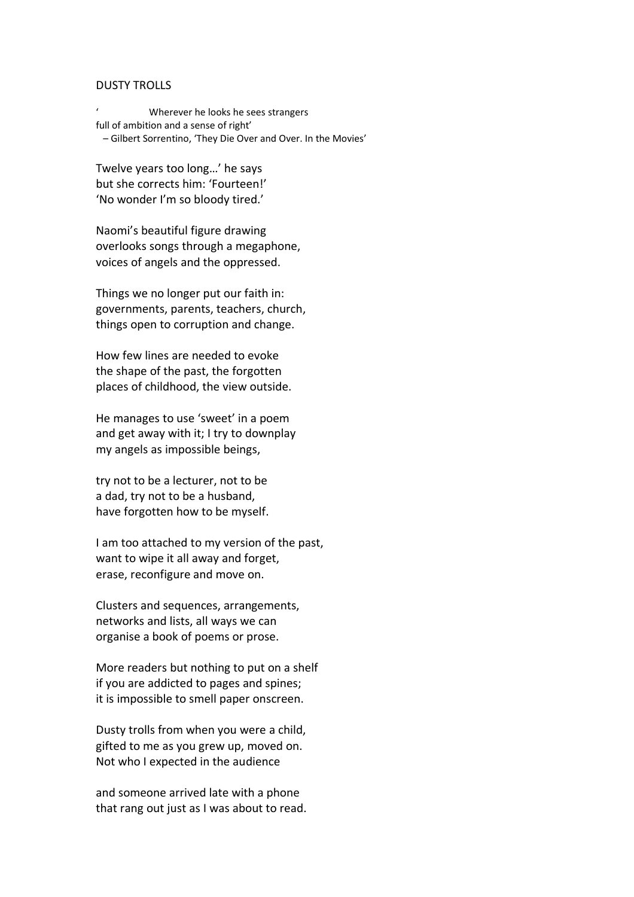DUSTY TROLLS

'          Wherever he looks he sees strangers
full of ambition and a sense of right'
– Gilbert Sorrentino, 'They Die Over and Over. In the Movies'

Twelve years too long…' he says
but she corrects him: 'Fourteen!'
'No wonder I'm so bloody tired.'

Naomi's beautiful figure drawing
overlooks songs through a megaphone,
voices of angels and the oppressed.

Things we no longer put our faith in:
governments, parents, teachers, church,
things open to corruption and change.

How few lines are needed to evoke
the shape of the past, the forgotten
places of childhood, the view outside.

He manages to use 'sweet' in a poem
and get away with it; I try to downplay
my angels as impossible beings,

try not to be a lecturer, not to be
a dad, try not to be a husband,
have forgotten how to be myself.

I am too attached to my version of the past,
want to wipe it all away and forget,
erase, reconfigure and move on.

Clusters and sequences, arrangements,
networks and lists, all ways we can
organise a book of poems or prose.

More readers but nothing to put on a shelf
if you are addicted to pages and spines;
it is impossible to smell paper onscreen.

Dusty trolls from when you were a child,
gifted to me as you grew up, moved on.
Not who I expected in the audience

and someone arrived late with a phone
that rang out just as I was about to read.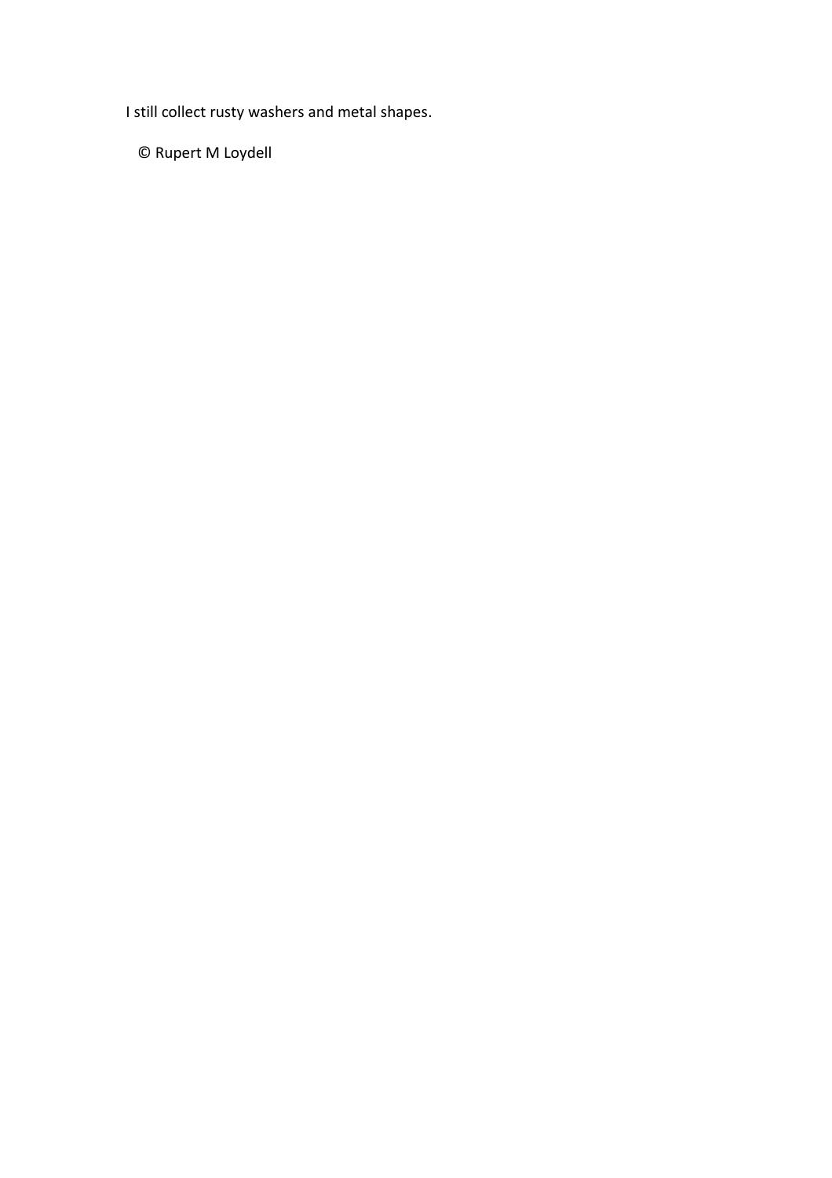I still collect rusty washers and metal shapes.

© Rupert M Loydell